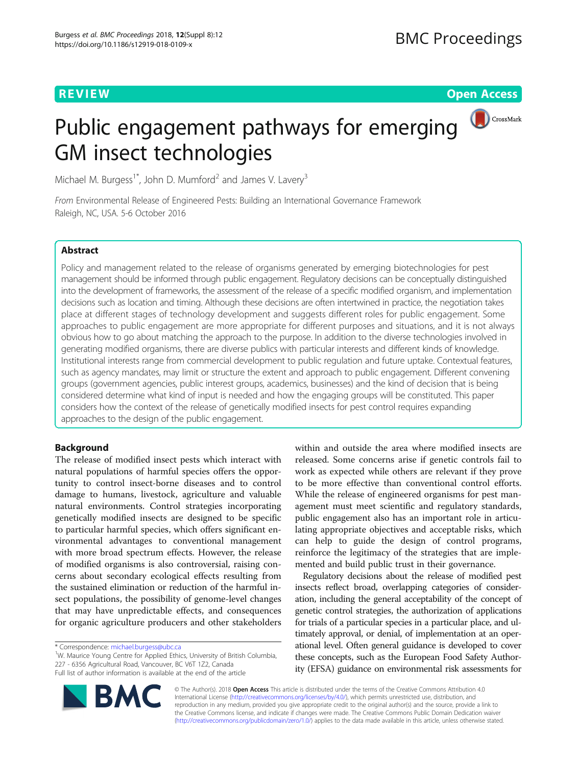**REVIEW** **Open Access**

# Public engagement pathways for emerging GM insect technologies

Michael M. Burgess[1*], John D. Mumford[2] and James V. Lavery[3]

*From* Environmental Release of Engineered Pests: Building an International Governance Framework
Raleigh, NC, USA. 5-6 October 2016

## Abstract

Policy and management related to the release of organisms generated by emerging biotechnologies for pest management should be informed through public engagement. Regulatory decisions can be conceptually distinguished into the development of frameworks, the assessment of the release of a specific modified organism, and implementation decisions such as location and timing. Although these decisions are often intertwined in practice, the negotiation takes place at different stages of technology development and suggests different roles for public engagement. Some approaches to public engagement are more appropriate for different purposes and situations, and it is not always obvious how to go about matching the approach to the purpose. In addition to the diverse technologies involved in generating modified organisms, there are diverse publics with particular interests and different kinds of knowledge. Institutional interests range from commercial development to public regulation and future uptake. Contextual features, such as agency mandates, may limit or structure the extent and approach to public engagement. Different convening groups (government agencies, public interest groups, academics, businesses) and the kind of decision that is being considered determine what kind of input is needed and how the engaging groups will be constituted. This paper considers how the context of the release of genetically modified insects for pest control requires expanding approaches to the design of the public engagement.

## Background

The release of modified insect pests which interact with natural populations of harmful species offers the opportunity to control insect-borne diseases and to control damage to humans, livestock, agriculture and valuable natural environments. Control strategies incorporating genetically modified insects are designed to be specific to particular harmful species, which offers significant environmental advantages to conventional management with more broad spectrum effects. However, the release of modified organisms is also controversial, raising concerns about secondary ecological effects resulting from the sustained elimination or reduction of the harmful insect populations, the possibility of genome-level changes that may have unpredictable effects, and consequences for organic agriculture producers and other stakeholders within and outside the area where modified insects are released. Some concerns arise if genetic controls fail to work as expected while others are relevant if they prove to be more effective than conventional control efforts. While the release of engineered organisms for pest management must meet scientific and regulatory standards, public engagement also has an important role in articulating appropriate objectives and acceptable risks, which can help to guide the design of control programs, reinforce the legitimacy of the strategies that are implemented and build public trust in their governance.

Regulatory decisions about the release of modified pest insects reflect broad, overlapping categories of consideration, including the general acceptability of the concept of genetic control strategies, the authorization of applications for trials of a particular species in a particular place, and ultimately approval, or denial, of implementation at an operational level. Often general guidance is developed to cover these concepts, such as the European Food Safety Authority (EFSA) guidance on environmental risk assessments for

\* Correspondence: michael.burgess@ubc.ca
[1]W. Maurice Young Centre for Applied Ethics, University of British Columbia, 227 - 6356 Agricultural Road, Vancouver, BC V6T 1Z2, Canada
Full list of author information is available at the end of the article

© The Author(s). 2018 **Open Access** This article is distributed under the terms of the Creative Commons Attribution 4.0 International License (http://creativecommons.org/licenses/by/4.0/), which permits unrestricted use, distribution, and reproduction in any medium, provided you give appropriate credit to the original author(s) and the source, provide a link to the Creative Commons license, and indicate if changes were made. The Creative Commons Public Domain Dedication waiver (http://creativecommons.org/publicdomain/zero/1.0/) applies to the data made available in this article, unless otherwise stated.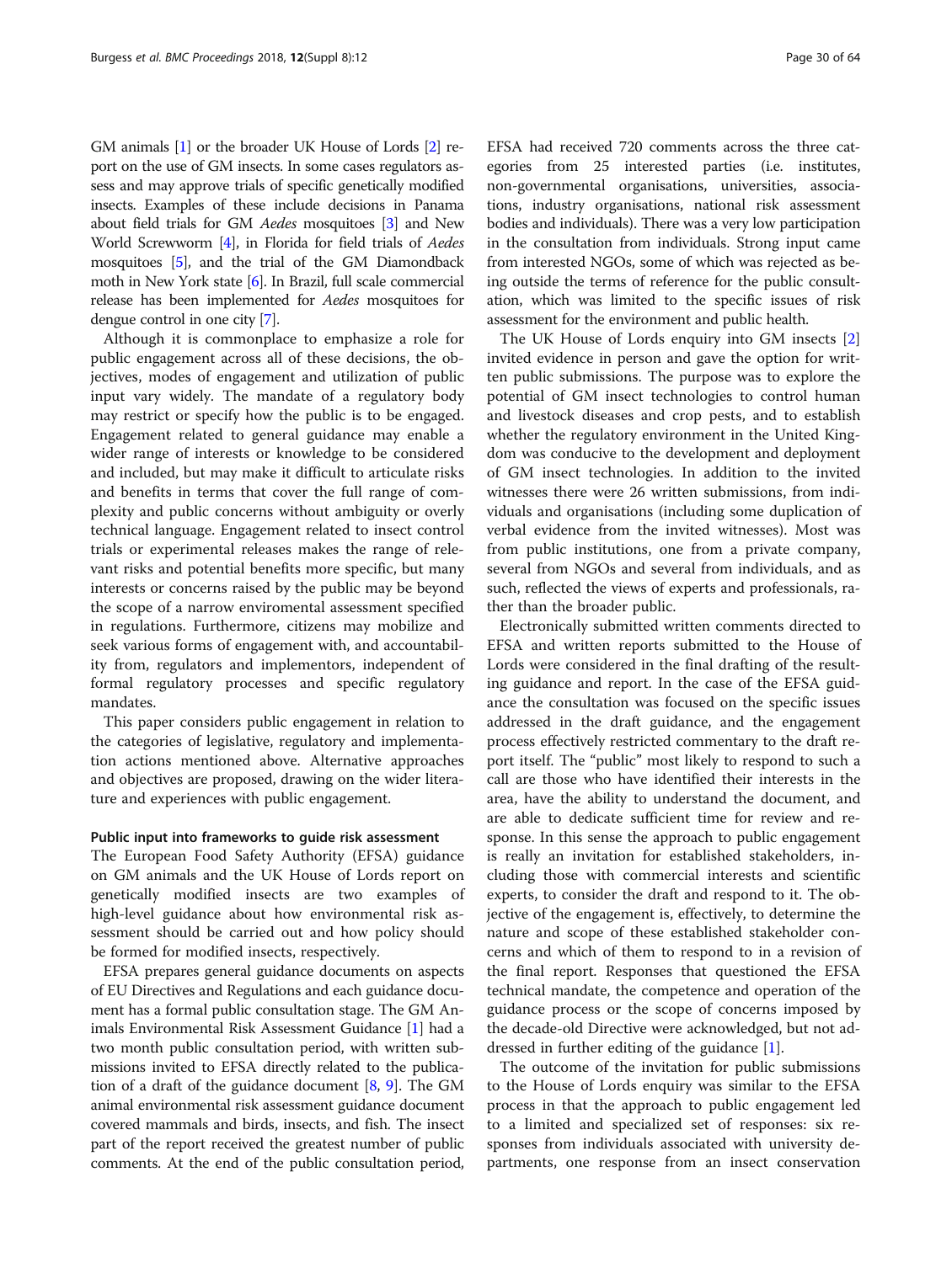GM animals [1] or the broader UK House of Lords [2] report on the use of GM insects. In some cases regulators assess and may approve trials of specific genetically modified insects. Examples of these include decisions in Panama about field trials for GM *Aedes* mosquitoes [3] and New World Screwworm [4], in Florida for field trials of *Aedes* mosquitoes [5], and the trial of the GM Diamondback moth in New York state [6]. In Brazil, full scale commercial release has been implemented for *Aedes* mosquitoes for dengue control in one city [7].

Although it is commonplace to emphasize a role for public engagement across all of these decisions, the objectives, modes of engagement and utilization of public input vary widely. The mandate of a regulatory body may restrict or specify how the public is to be engaged. Engagement related to general guidance may enable a wider range of interests or knowledge to be considered and included, but may make it difficult to articulate risks and benefits in terms that cover the full range of complexity and public concerns without ambiguity or overly technical language. Engagement related to insect control trials or experimental releases makes the range of relevant risks and potential benefits more specific, but many interests or concerns raised by the public may be beyond the scope of a narrow enviromental assessment specified in regulations. Furthermore, citizens may mobilize and seek various forms of engagement with, and accountability from, regulators and implementors, independent of formal regulatory processes and specific regulatory mandates.

This paper considers public engagement in relation to the categories of legislative, regulatory and implementation actions mentioned above. Alternative approaches and objectives are proposed, drawing on the wider literature and experiences with public engagement.

## Public input into frameworks to guide risk assessment

The European Food Safety Authority (EFSA) guidance on GM animals and the UK House of Lords report on genetically modified insects are two examples of high-level guidance about how environmental risk assessment should be carried out and how policy should be formed for modified insects, respectively.

EFSA prepares general guidance documents on aspects of EU Directives and Regulations and each guidance document has a formal public consultation stage. The GM Animals Environmental Risk Assessment Guidance [1] had a two month public consultation period, with written submissions invited to EFSA directly related to the publication of a draft of the guidance document [8, 9]. The GM animal environmental risk assessment guidance document covered mammals and birds, insects, and fish. The insect part of the report received the greatest number of public comments. At the end of the public consultation period, EFSA had received 720 comments across the three categories from 25 interested parties (i.e. institutes, non-governmental organisations, universities, associations, industry organisations, national risk assessment bodies and individuals). There was a very low participation in the consultation from individuals. Strong input came from interested NGOs, some of which was rejected as being outside the terms of reference for the public consultation, which was limited to the specific issues of risk assessment for the environment and public health.

The UK House of Lords enquiry into GM insects [2] invited evidence in person and gave the option for written public submissions. The purpose was to explore the potential of GM insect technologies to control human and livestock diseases and crop pests, and to establish whether the regulatory environment in the United Kingdom was conducive to the development and deployment of GM insect technologies. In addition to the invited witnesses there were 26 written submissions, from individuals and organisations (including some duplication of verbal evidence from the invited witnesses). Most was from public institutions, one from a private company, several from NGOs and several from individuals, and as such, reflected the views of experts and professionals, rather than the broader public.

Electronically submitted written comments directed to EFSA and written reports submitted to the House of Lords were considered in the final drafting of the resulting guidance and report. In the case of the EFSA guidance the consultation was focused on the specific issues addressed in the draft guidance, and the engagement process effectively restricted commentary to the draft report itself. The "public" most likely to respond to such a call are those who have identified their interests in the area, have the ability to understand the document, and are able to dedicate sufficient time for review and response. In this sense the approach to public engagement is really an invitation for established stakeholders, including those with commercial interests and scientific experts, to consider the draft and respond to it. The objective of the engagement is, effectively, to determine the nature and scope of these established stakeholder concerns and which of them to respond to in a revision of the final report. Responses that questioned the EFSA technical mandate, the competence and operation of the guidance process or the scope of concerns imposed by the decade-old Directive were acknowledged, but not addressed in further editing of the guidance [1].

The outcome of the invitation for public submissions to the House of Lords enquiry was similar to the EFSA process in that the approach to public engagement led to a limited and specialized set of responses: six responses from individuals associated with university departments, one response from an insect conservation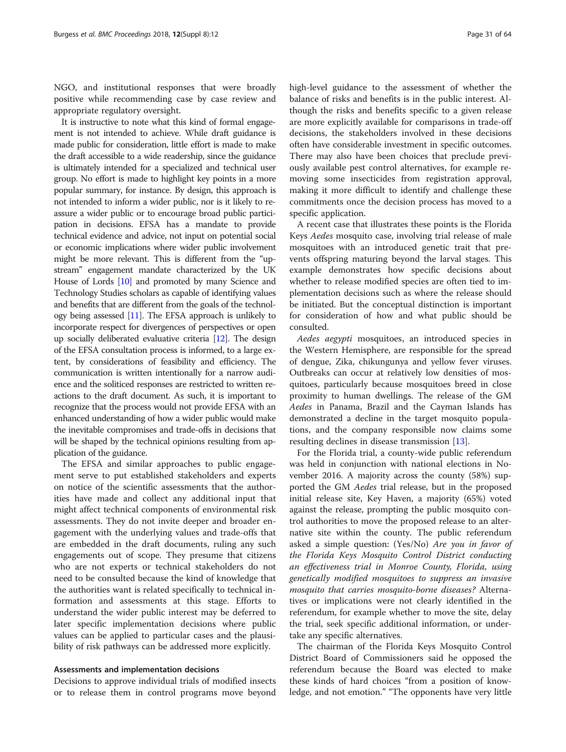NGO, and institutional responses that were broadly positive while recommending case by case review and appropriate regulatory oversight.

It is instructive to note what this kind of formal engagement is not intended to achieve. While draft guidance is made public for consideration, little effort is made to make the draft accessible to a wide readership, since the guidance is ultimately intended for a specialized and technical user group. No effort is made to highlight key points in a more popular summary, for instance. By design, this approach is not intended to inform a wider public, nor is it likely to reassure a wider public or to encourage broad public participation in decisions. EFSA has a mandate to provide technical evidence and advice, not input on potential social or economic implications where wider public involvement might be more relevant. This is different from the "upstream" engagement mandate characterized by the UK House of Lords [10] and promoted by many Science and Technology Studies scholars as capable of identifying values and benefits that are different from the goals of the technology being assessed [11]. The EFSA approach is unlikely to incorporate respect for divergences of perspectives or open up socially deliberated evaluative criteria [12]. The design of the EFSA consultation process is informed, to a large extent, by considerations of feasibility and efficiency. The communication is written intentionally for a narrow audience and the soliticed responses are restricted to written reactions to the draft document. As such, it is important to recognize that the process would not provide EFSA with an enhanced understanding of how a wider public would make the inevitable compromises and trade-offs in decisions that will be shaped by the technical opinions resulting from application of the guidance.

The EFSA and similar approaches to public engagement serve to put established stakeholders and experts on notice of the scientific assessments that the authorities have made and collect any additional input that might affect technical components of environmental risk assessments. They do not invite deeper and broader engagement with the underlying values and trade-offs that are embedded in the draft documents, ruling any such engagements out of scope. They presume that citizens who are not experts or technical stakeholders do not need to be consulted because the kind of knowledge that the authorities want is related specifically to technical information and assessments at this stage. Efforts to understand the wider public interest may be deferred to later specific implementation decisions where public values can be applied to particular cases and the plausibility of risk pathways can be addressed more explicitly.

#### Assessments and implementation decisions

Decisions to approve individual trials of modified insects or to release them in control programs move beyond high-level guidance to the assessment of whether the balance of risks and benefits is in the public interest. Although the risks and benefits specific to a given release are more explicitly available for comparisons in trade-off decisions, the stakeholders involved in these decisions often have considerable investment in specific outcomes. There may also have been choices that preclude previously available pest control alternatives, for example removing some insecticides from registration approval, making it more difficult to identify and challenge these commitments once the decision process has moved to a specific application.

A recent case that illustrates these points is the Florida Keys *Aedes* mosquito case, involving trial release of male mosquitoes with an introduced genetic trait that prevents offspring maturing beyond the larval stages. This example demonstrates how specific decisions about whether to release modified species are often tied to implementation decisions such as where the release should be initiated. But the conceptual distinction is important for consideration of how and what public should be consulted.

*Aedes aegypti* mosquitoes, an introduced species in the Western Hemisphere, are responsible for the spread of dengue, Zika, chikungunya and yellow fever viruses. Outbreaks can occur at relatively low densities of mosquitoes, particularly because mosquitoes breed in close proximity to human dwellings. The release of the GM *Aedes* in Panama, Brazil and the Cayman Islands has demonstrated a decline in the target mosquito populations, and the company responsible now claims some resulting declines in disease transmission [13].

For the Florida trial, a county-wide public referendum was held in conjunction with national elections in November 2016. A majority across the county (58%) supported the GM *Aedes* trial release, but in the proposed initial release site, Key Haven, a majority (65%) voted against the release, prompting the public mosquito control authorities to move the proposed release to an alternative site within the county. The public referendum asked a simple question: (Yes/No) *Are you in favor of the Florida Keys Mosquito Control District conducting an effectiveness trial in Monroe County, Florida, using genetically modified mosquitoes to suppress an invasive mosquito that carries mosquito-borne diseases?* Alternatives or implications were not clearly identified in the referendum, for example whether to move the site, delay the trial, seek specific additional information, or undertake any specific alternatives.

The chairman of the Florida Keys Mosquito Control District Board of Commissioners said he opposed the referendum because the Board was elected to make these kinds of hard choices "from a position of knowledge, and not emotion." "The opponents have very little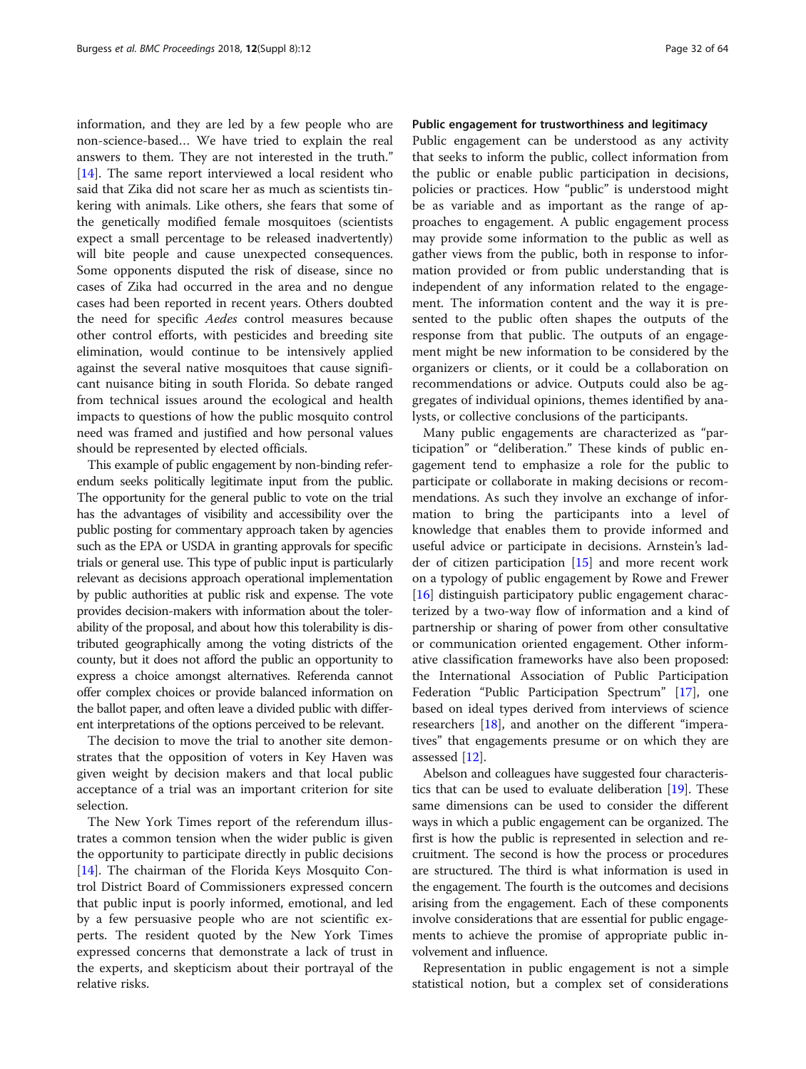information, and they are led by a few people who are non-science-based… We have tried to explain the real answers to them. They are not interested in the truth." [14]. The same report interviewed a local resident who said that Zika did not scare her as much as scientists tinkering with animals. Like others, she fears that some of the genetically modified female mosquitoes (scientists expect a small percentage to be released inadvertently) will bite people and cause unexpected consequences. Some opponents disputed the risk of disease, since no cases of Zika had occurred in the area and no dengue cases had been reported in recent years. Others doubted the need for specific *Aedes* control measures because other control efforts, with pesticides and breeding site elimination, would continue to be intensively applied against the several native mosquitoes that cause significant nuisance biting in south Florida. So debate ranged from technical issues around the ecological and health impacts to questions of how the public mosquito control need was framed and justified and how personal values should be represented by elected officials.

This example of public engagement by non-binding referendum seeks politically legitimate input from the public. The opportunity for the general public to vote on the trial has the advantages of visibility and accessibility over the public posting for commentary approach taken by agencies such as the EPA or USDA in granting approvals for specific trials or general use. This type of public input is particularly relevant as decisions approach operational implementation by public authorities at public risk and expense. The vote provides decision-makers with information about the tolerability of the proposal, and about how this tolerability is distributed geographically among the voting districts of the county, but it does not afford the public an opportunity to express a choice amongst alternatives. Referenda cannot offer complex choices or provide balanced information on the ballot paper, and often leave a divided public with different interpretations of the options perceived to be relevant.

The decision to move the trial to another site demonstrates that the opposition of voters in Key Haven was given weight by decision makers and that local public acceptance of a trial was an important criterion for site selection.

The New York Times report of the referendum illustrates a common tension when the wider public is given the opportunity to participate directly in public decisions [14]. The chairman of the Florida Keys Mosquito Control District Board of Commissioners expressed concern that public input is poorly informed, emotional, and led by a few persuasive people who are not scientific experts. The resident quoted by the New York Times expressed concerns that demonstrate a lack of trust in the experts, and skepticism about their portrayal of the relative risks.

### Public engagement for trustworthiness and legitimacy

Public engagement can be understood as any activity that seeks to inform the public, collect information from the public or enable public participation in decisions, policies or practices. How "public" is understood might be as variable and as important as the range of approaches to engagement. A public engagement process may provide some information to the public as well as gather views from the public, both in response to information provided or from public understanding that is independent of any information related to the engagement. The information content and the way it is presented to the public often shapes the outputs of the response from that public. The outputs of an engagement might be new information to be considered by the organizers or clients, or it could be a collaboration on recommendations or advice. Outputs could also be aggregates of individual opinions, themes identified by analysts, or collective conclusions of the participants.

Many public engagements are characterized as "participation" or "deliberation." These kinds of public engagement tend to emphasize a role for the public to participate or collaborate in making decisions or recommendations. As such they involve an exchange of information to bring the participants into a level of knowledge that enables them to provide informed and useful advice or participate in decisions. Arnstein's ladder of citizen participation [15] and more recent work on a typology of public engagement by Rowe and Frewer [16] distinguish participatory public engagement characterized by a two-way flow of information and a kind of partnership or sharing of power from other consultative or communication oriented engagement. Other informative classification frameworks have also been proposed: the International Association of Public Participation Federation "Public Participation Spectrum" [17], one based on ideal types derived from interviews of science researchers [18], and another on the different "imperatives" that engagements presume or on which they are assessed [12].

Abelson and colleagues have suggested four characteristics that can be used to evaluate deliberation [19]. These same dimensions can be used to consider the different ways in which a public engagement can be organized. The first is how the public is represented in selection and recruitment. The second is how the process or procedures are structured. The third is what information is used in the engagement. The fourth is the outcomes and decisions arising from the engagement. Each of these components involve considerations that are essential for public engagements to achieve the promise of appropriate public involvement and influence.

Representation in public engagement is not a simple statistical notion, but a complex set of considerations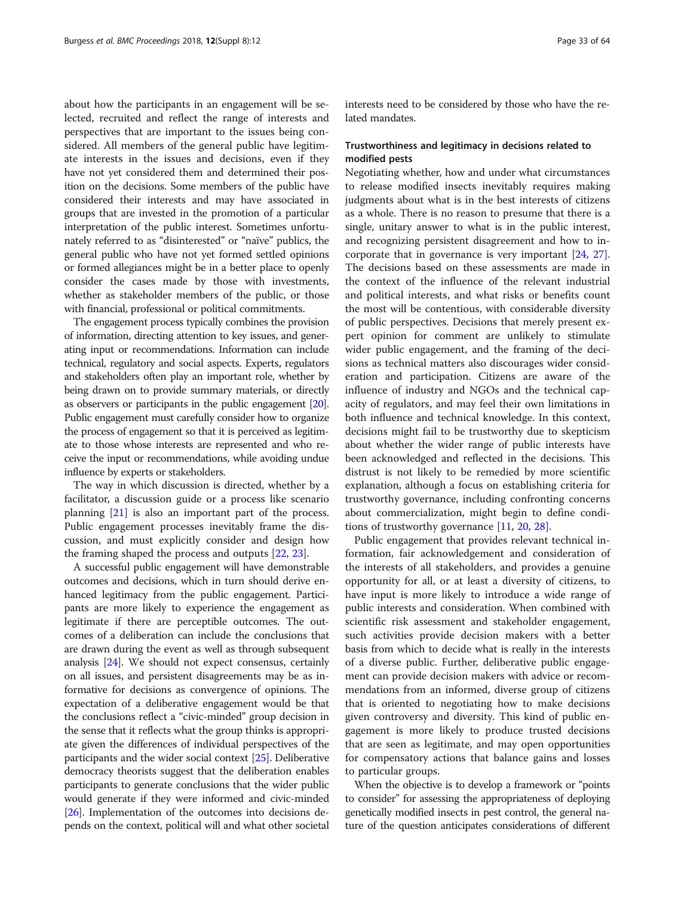about how the participants in an engagement will be selected, recruited and reflect the range of interests and perspectives that are important to the issues being considered. All members of the general public have legitimate interests in the issues and decisions, even if they have not yet considered them and determined their position on the decisions. Some members of the public have considered their interests and may have associated in groups that are invested in the promotion of a particular interpretation of the public interest. Sometimes unfortunately referred to as "disinterested" or "naïve" publics, the general public who have not yet formed settled opinions or formed allegiances might be in a better place to openly consider the cases made by those with investments, whether as stakeholder members of the public, or those with financial, professional or political commitments.

The engagement process typically combines the provision of information, directing attention to key issues, and generating input or recommendations. Information can include technical, regulatory and social aspects. Experts, regulators and stakeholders often play an important role, whether by being drawn on to provide summary materials, or directly as observers or participants in the public engagement [20]. Public engagement must carefully consider how to organize the process of engagement so that it is perceived as legitimate to those whose interests are represented and who receive the input or recommendations, while avoiding undue influence by experts or stakeholders.

The way in which discussion is directed, whether by a facilitator, a discussion guide or a process like scenario planning [21] is also an important part of the process. Public engagement processes inevitably frame the discussion, and must explicitly consider and design how the framing shaped the process and outputs [22, 23].

A successful public engagement will have demonstrable outcomes and decisions, which in turn should derive enhanced legitimacy from the public engagement. Participants are more likely to experience the engagement as legitimate if there are perceptible outcomes. The outcomes of a deliberation can include the conclusions that are drawn during the event as well as through subsequent analysis [24]. We should not expect consensus, certainly on all issues, and persistent disagreements may be as informative for decisions as convergence of opinions. The expectation of a deliberative engagement would be that the conclusions reflect a "civic-minded" group decision in the sense that it reflects what the group thinks is appropriate given the differences of individual perspectives of the participants and the wider social context [25]. Deliberative democracy theorists suggest that the deliberation enables participants to generate conclusions that the wider public would generate if they were informed and civic-minded [26]. Implementation of the outcomes into decisions depends on the context, political will and what other societal interests need to be considered by those who have the related mandates.

### Trustworthiness and legitimacy in decisions related to modified pests

Negotiating whether, how and under what circumstances to release modified insects inevitably requires making judgments about what is in the best interests of citizens as a whole. There is no reason to presume that there is a single, unitary answer to what is in the public interest, and recognizing persistent disagreement and how to incorporate that in governance is very important [24, 27]. The decisions based on these assessments are made in the context of the influence of the relevant industrial and political interests, and what risks or benefits count the most will be contentious, with considerable diversity of public perspectives. Decisions that merely present expert opinion for comment are unlikely to stimulate wider public engagement, and the framing of the decisions as technical matters also discourages wider consideration and participation. Citizens are aware of the influence of industry and NGOs and the technical capacity of regulators, and may feel their own limitations in both influence and technical knowledge. In this context, decisions might fail to be trustworthy due to skepticism about whether the wider range of public interests have been acknowledged and reflected in the decisions. This distrust is not likely to be remedied by more scientific explanation, although a focus on establishing criteria for trustworthy governance, including confronting concerns about commercialization, might begin to define conditions of trustworthy governance [11, 20, 28].

Public engagement that provides relevant technical information, fair acknowledgement and consideration of the interests of all stakeholders, and provides a genuine opportunity for all, or at least a diversity of citizens, to have input is more likely to introduce a wide range of public interests and consideration. When combined with scientific risk assessment and stakeholder engagement, such activities provide decision makers with a better basis from which to decide what is really in the interests of a diverse public. Further, deliberative public engagement can provide decision makers with advice or recommendations from an informed, diverse group of citizens that is oriented to negotiating how to make decisions given controversy and diversity. This kind of public engagement is more likely to produce trusted decisions that are seen as legitimate, and may open opportunities for compensatory actions that balance gains and losses to particular groups.

When the objective is to develop a framework or "points to consider" for assessing the appropriateness of deploying genetically modified insects in pest control, the general nature of the question anticipates considerations of different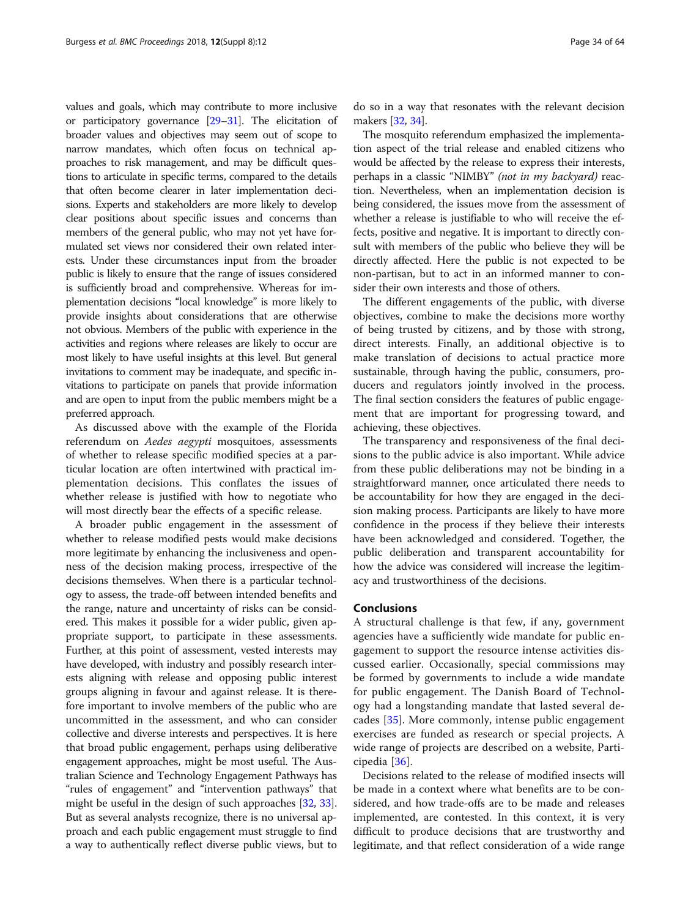values and goals, which may contribute to more inclusive or participatory governance [29–31]. The elicitation of broader values and objectives may seem out of scope to narrow mandates, which often focus on technical approaches to risk management, and may be difficult questions to articulate in specific terms, compared to the details that often become clearer in later implementation decisions. Experts and stakeholders are more likely to develop clear positions about specific issues and concerns than members of the general public, who may not yet have formulated set views nor considered their own related interests. Under these circumstances input from the broader public is likely to ensure that the range of issues considered is sufficiently broad and comprehensive. Whereas for implementation decisions "local knowledge" is more likely to provide insights about considerations that are otherwise not obvious. Members of the public with experience in the activities and regions where releases are likely to occur are most likely to have useful insights at this level. But general invitations to comment may be inadequate, and specific invitations to participate on panels that provide information and are open to input from the public members might be a preferred approach.

As discussed above with the example of the Florida referendum on *Aedes aegypti* mosquitoes, assessments of whether to release specific modified species at a particular location are often intertwined with practical implementation decisions. This conflates the issues of whether release is justified with how to negotiate who will most directly bear the effects of a specific release.

A broader public engagement in the assessment of whether to release modified pests would make decisions more legitimate by enhancing the inclusiveness and openness of the decision making process, irrespective of the decisions themselves. When there is a particular technology to assess, the trade-off between intended benefits and the range, nature and uncertainty of risks can be considered. This makes it possible for a wider public, given appropriate support, to participate in these assessments. Further, at this point of assessment, vested interests may have developed, with industry and possibly research interests aligning with release and opposing public interest groups aligning in favour and against release. It is therefore important to involve members of the public who are uncommitted in the assessment, and who can consider collective and diverse interests and perspectives. It is here that broad public engagement, perhaps using deliberative engagement approaches, might be most useful. The Australian Science and Technology Engagement Pathways has "rules of engagement" and "intervention pathways" that might be useful in the design of such approaches [32, 33]. But as several analysts recognize, there is no universal approach and each public engagement must struggle to find a way to authentically reflect diverse public views, but to do so in a way that resonates with the relevant decision makers [32, 34].

The mosquito referendum emphasized the implementation aspect of the trial release and enabled citizens who would be affected by the release to express their interests, perhaps in a classic "NIMBY" *(not in my backyard)* reaction. Nevertheless, when an implementation decision is being considered, the issues move from the assessment of whether a release is justifiable to who will receive the effects, positive and negative. It is important to directly consult with members of the public who believe they will be directly affected. Here the public is not expected to be non-partisan, but to act in an informed manner to consider their own interests and those of others.

The different engagements of the public, with diverse objectives, combine to make the decisions more worthy of being trusted by citizens, and by those with strong, direct interests. Finally, an additional objective is to make translation of decisions to actual practice more sustainable, through having the public, consumers, producers and regulators jointly involved in the process. The final section considers the features of public engagement that are important for progressing toward, and achieving, these objectives.

The transparency and responsiveness of the final decisions to the public advice is also important. While advice from these public deliberations may not be binding in a straightforward manner, once articulated there needs to be accountability for how they are engaged in the decision making process. Participants are likely to have more confidence in the process if they believe their interests have been acknowledged and considered. Together, the public deliberation and transparent accountability for how the advice was considered will increase the legitimacy and trustworthiness of the decisions.

## Conclusions

A structural challenge is that few, if any, government agencies have a sufficiently wide mandate for public engagement to support the resource intense activities discussed earlier. Occasionally, special commissions may be formed by governments to include a wide mandate for public engagement. The Danish Board of Technology had a longstanding mandate that lasted several decades [35]. More commonly, intense public engagement exercises are funded as research or special projects. A wide range of projects are described on a website, Participedia [36].

Decisions related to the release of modified insects will be made in a context where what benefits are to be considered, and how trade-offs are to be made and releases implemented, are contested. In this context, it is very difficult to produce decisions that are trustworthy and legitimate, and that reflect consideration of a wide range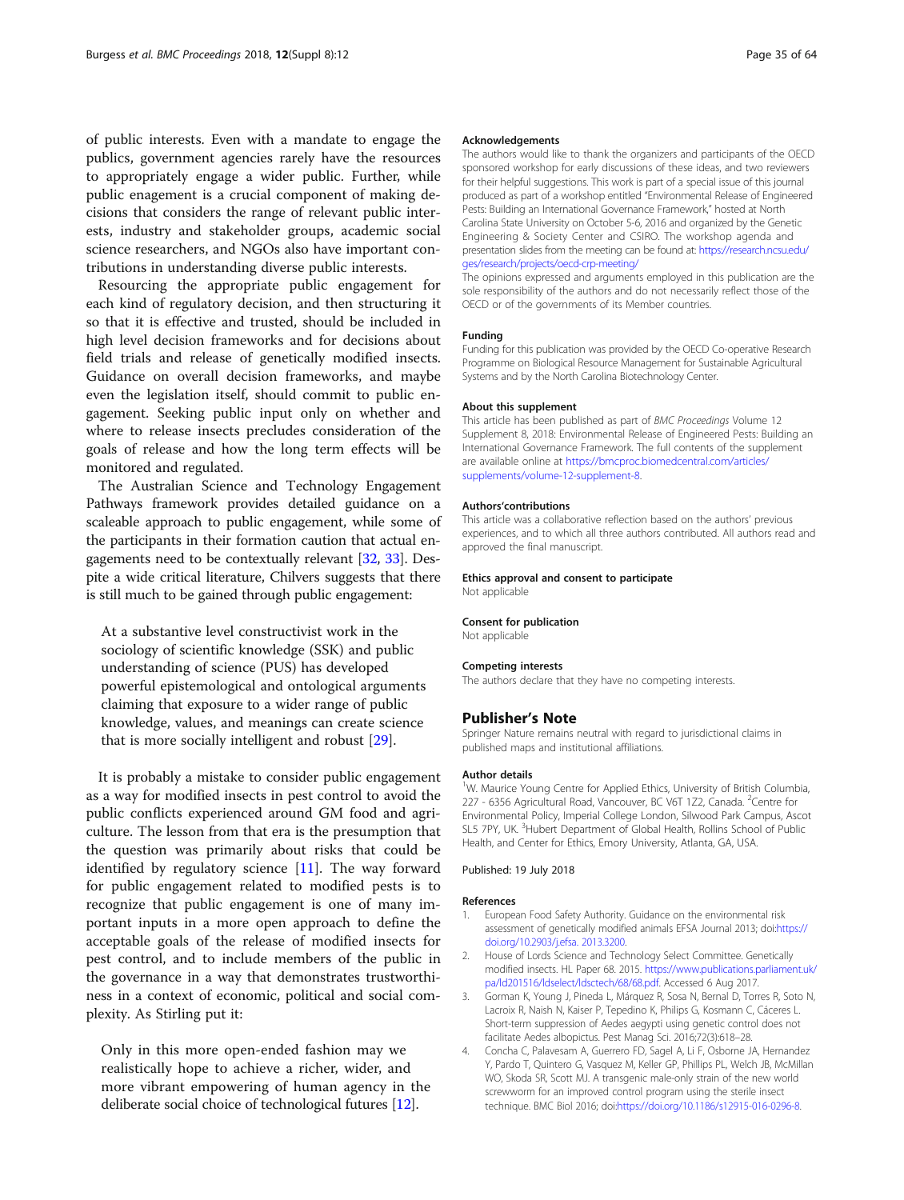of public interests. Even with a mandate to engage the publics, government agencies rarely have the resources to appropriately engage a wider public. Further, while public enagement is a crucial component of making decisions that considers the range of relevant public interests, industry and stakeholder groups, academic social science researchers, and NGOs also have important contributions in understanding diverse public interests.

Resourcing the appropriate public engagement for each kind of regulatory decision, and then structuring it so that it is effective and trusted, should be included in high level decision frameworks and for decisions about field trials and release of genetically modified insects. Guidance on overall decision frameworks, and maybe even the legislation itself, should commit to public engagement. Seeking public input only on whether and where to release insects precludes consideration of the goals of release and how the long term effects will be monitored and regulated.

The Australian Science and Technology Engagement Pathways framework provides detailed guidance on a scaleable approach to public engagement, while some of the participants in their formation caution that actual engagements need to be contextually relevant [32, 33]. Despite a wide critical literature, Chilvers suggests that there is still much to be gained through public engagement:

> At a substantive level constructivist work in the sociology of scientific knowledge (SSK) and public understanding of science (PUS) has developed powerful epistemological and ontological arguments claiming that exposure to a wider range of public knowledge, values, and meanings can create science that is more socially intelligent and robust [29].

It is probably a mistake to consider public engagement as a way for modified insects in pest control to avoid the public conflicts experienced around GM food and agriculture. The lesson from that era is the presumption that the question was primarily about risks that could be identified by regulatory science [11]. The way forward for public engagement related to modified pests is to recognize that public engagement is one of many important inputs in a more open approach to define the acceptable goals of the release of modified insects for pest control, and to include members of the public in the governance in a way that demonstrates trustworthiness in a context of economic, political and social complexity. As Stirling put it:

> Only in this more open-ended fashion may we realistically hope to achieve a richer, wider, and more vibrant empowering of human agency in the deliberate social choice of technological futures [12].

#### Acknowledgements

The authors would like to thank the organizers and participants of the OECD sponsored workshop for early discussions of these ideas, and two reviewers for their helpful suggestions. This work is part of a special issue of this journal produced as part of a workshop entitled "Environmental Release of Engineered Pests: Building an International Governance Framework," hosted at North Carolina State University on October 5-6, 2016 and organized by the Genetic Engineering & Society Center and CSIRO. The workshop agenda and presentation slides from the meeting can be found at: https://research.ncsu.edu/ges/research/projects/oecd-crp-meeting/

The opinions expressed and arguments employed in this publication are the sole responsibility of the authors and do not necessarily reflect those of the OECD or of the governments of its Member countries.

#### Funding

Funding for this publication was provided by the OECD Co-operative Research Programme on Biological Resource Management for Sustainable Agricultural Systems and by the North Carolina Biotechnology Center.

#### About this supplement

This article has been published as part of *BMC Proceedings* Volume 12 Supplement 8, 2018: Environmental Release of Engineered Pests: Building an International Governance Framework. The full contents of the supplement are available online at https://bmcproc.biomedcentral.com/articles/supplements/volume-12-supplement-8.

#### Authors'contributions

This article was a collaborative reflection based on the authors' previous experiences, and to which all three authors contributed. All authors read and approved the final manuscript.

#### Ethics approval and consent to participate

Not applicable

#### Consent for publication

Not applicable

#### Competing interests

The authors declare that they have no competing interests.

## Publisher's Note

Springer Nature remains neutral with regard to jurisdictional claims in published maps and institutional affiliations.

#### Author details

[1]W. Maurice Young Centre for Applied Ethics, University of British Columbia, 227 - 6356 Agricultural Road, Vancouver, BC V6T 1Z2, Canada. [2]Centre for Environmental Policy, Imperial College London, Silwood Park Campus, Ascot SL5 7PY, UK. [3]Hubert Department of Global Health, Rollins School of Public Health, and Center for Ethics, Emory University, Atlanta, GA, USA.

Published: 19 July 2018

#### References

1. European Food Safety Authority. Guidance on the environmental risk assessment of genetically modified animals EFSA Journal 2013; doi:https://doi.org/10.2903/j.efsa. 2013.3200.
2. House of Lords Science and Technology Select Committee. Genetically modified insects. HL Paper 68. 2015. https://www.publications.parliament.uk/pa/ld201516/ldselect/ldsctech/68/68.pdf. Accessed 6 Aug 2017.
3. Gorman K, Young J, Pineda L, Márquez R, Sosa N, Bernal D, Torres R, Soto N, Lacroix R, Naish N, Kaiser P, Tepedino K, Philips G, Kosmann C, Cáceres L. Short-term suppression of Aedes aegypti using genetic control does not facilitate Aedes albopictus. Pest Manag Sci. 2016;72(3):618–28.
4. Concha C, Palavesam A, Guerrero FD, Sagel A, Li F, Osborne JA, Hernandez Y, Pardo T, Quintero G, Vasquez M, Keller GP, Phillips PL, Welch JB, McMillan WO, Skoda SR, Scott MJ. A transgenic male-only strain of the new world screwworm for an improved control program using the sterile insect technique. BMC Biol 2016; doi:https://doi.org/10.1186/s12915-016-0296-8.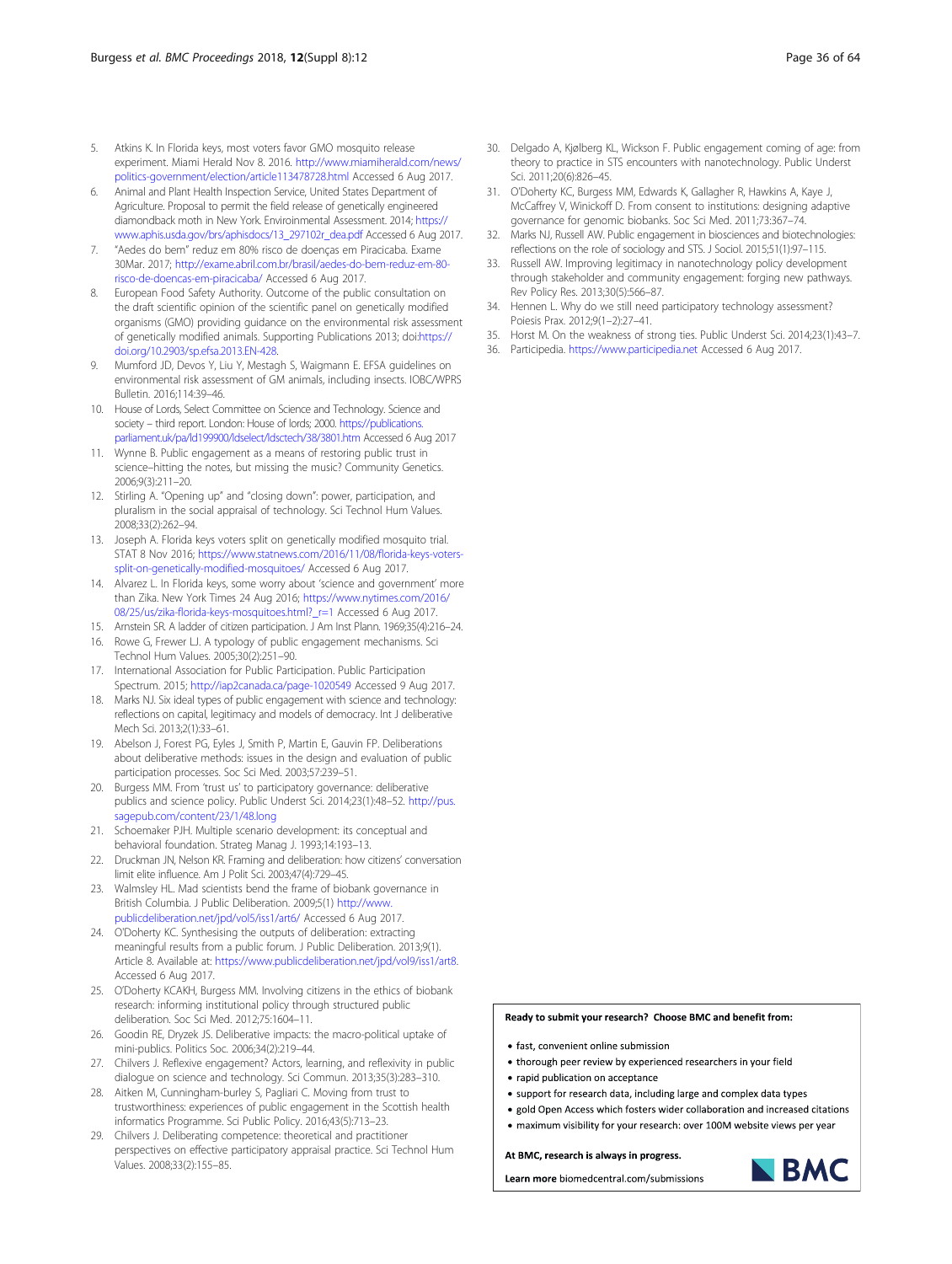5. Atkins K. In Florida keys, most voters favor GMO mosquito release experiment. Miami Herald Nov 8. 2016. http://www.miamiherald.com/news/politics-government/election/article113478728.html Accessed 6 Aug 2017.
6. Animal and Plant Health Inspection Service, United States Department of Agriculture. Proposal to permit the field release of genetically engineered diamondback moth in New York. Environmental Assessment. 2014; https://www.aphis.usda.gov/brs/aphisdocs/13_297102r_dea.pdf Accessed 6 Aug 2017.
7. "Aedes do bem" reduz em 80% risco de doenças em Piracicaba. Exame 30Mar. 2017; http://exame.abril.com.br/brasil/aedes-do-bem-reduz-em-80-risco-de-doencas-em-piracicaba/ Accessed 6 Aug 2017.
8. European Food Safety Authority. Outcome of the public consultation on the draft scientific opinion of the scientific panel on genetically modified organisms (GMO) providing guidance on the environmental risk assessment of genetically modified animals. Supporting Publications 2013; doi:https://doi.org/10.2903/sp.efsa.2013.EN-428.
9. Mumford JD, Devos Y, Liu Y, Mestagh S, Waigmann E. EFSA guidelines on environmental risk assessment of GM animals, including insects. IOBC/WPRS Bulletin. 2016;114:39–46.
10. House of Lords, Select Committee on Science and Technology. Science and society – third report. London: House of lords; 2000. https://publications.parliament.uk/pa/ld199900/ldselect/ldsctech/38/3801.htm Accessed 6 Aug 2017
11. Wynne B. Public engagement as a means of restoring public trust in science–hitting the notes, but missing the music? Community Genetics. 2006;9(3):211–20.
12. Stirling A. "Opening up" and "closing down": power, participation, and pluralism in the social appraisal of technology. Sci Technol Hum Values. 2008;33(2):262–94.
13. Joseph A. Florida keys voters split on genetically modified mosquito trial. STAT 8 Nov 2016; https://www.statnews.com/2016/11/08/florida-keys-voters-split-on-genetically-modified-mosquitoes/ Accessed 6 Aug 2017.
14. Alvarez L. In Florida keys, some worry about 'science and government' more than Zika. New York Times 24 Aug 2016; https://www.nytimes.com/2016/08/25/us/zika-florida-keys-mosquitoes.html?_r=1 Accessed 6 Aug 2017.
15. Arnstein SR. A ladder of citizen participation. J Am Inst Plann. 1969;35(4):216–24.
16. Rowe G, Frewer LJ. A typology of public engagement mechanisms. Sci Technol Hum Values. 2005;30(2):251–90.
17. International Association for Public Participation. Public Participation Spectrum. 2015; http://iap2canada.ca/page-1020549 Accessed 9 Aug 2017.
18. Marks NJ. Six ideal types of public engagement with science and technology: reflections on capital, legitimacy and models of democracy. Int J deliberative Mech Sci. 2013;2(1):33–61.
19. Abelson J, Forest PG, Eyles J, Smith P, Martin E, Gauvin FP. Deliberations about deliberative methods: issues in the design and evaluation of public participation processes. Soc Sci Med. 2003;57:239–51.
20. Burgess MM. From 'trust us' to participatory governance: deliberative publics and science policy. Public Underst Sci. 2014;23(1):48–52. http://pus.sagepub.com/content/23/1/48.long
21. Schoemaker PJH. Multiple scenario development: its conceptual and behavioral foundation. Strateg Manag J. 1993;14:193–13.
22. Druckman JN, Nelson KR. Framing and deliberation: how citizens' conversation limit elite influence. Am J Polit Sci. 2003;47(4):729–45.
23. Walmsley HL. Mad scientists bend the frame of biobank governance in British Columbia. J Public Deliberation. 2009;5(1) http://www.publicdeliberation.net/jpd/vol5/iss1/art6/ Accessed 6 Aug 2017.
24. O'Doherty KC. Synthesising the outputs of deliberation: extracting meaningful results from a public forum. J Public Deliberation. 2013;9(1). Article 8. Available at: https://www.publicdeliberation.net/jpd/vol9/iss1/art8. Accessed 6 Aug 2017.
25. O'Doherty KCAKH, Burgess MM. Involving citizens in the ethics of biobank research: informing institutional policy through structured public deliberation. Soc Sci Med. 2012;75:1604–11.
26. Goodin RE, Dryzek JS. Deliberative impacts: the macro-political uptake of mini-publics. Politics Soc. 2006;34(2):219–44.
27. Chilvers J. Reflexive engagement? Actors, learning, and reflexivity in public dialogue on science and technology. Sci Commun. 2013;35(3):283–310.
28. Aitken M, Cunningham-burley S, Pagliari C. Moving from trust to trustworthiness: experiences of public engagement in the Scottish health informatics Programme. Sci Public Policy. 2016;43(5):713–23.
29. Chilvers J. Deliberating competence: theoretical and practitioner perspectives on effective participatory appraisal practice. Sci Technol Hum Values. 2008;33(2):155–85.
30. Delgado A, Kjølberg KL, Wickson F. Public engagement coming of age: from theory to practice in STS encounters with nanotechnology. Public Underst Sci. 2011;20(6):826–45.
31. O'Doherty KC, Burgess MM, Edwards K, Gallagher R, Hawkins A, Kaye J, McCaffrey V, Winickoff D. From consent to institutions: designing adaptive governance for genomic biobanks. Soc Sci Med. 2011;73:367–74.
32. Marks NJ, Russell AW. Public engagement in biosciences and biotechnologies: reflections on the role of sociology and STS. J Sociol. 2015;51(1):97–115.
33. Russell AW. Improving legitimacy in nanotechnology policy development through stakeholder and community engagement: forging new pathways. Rev Policy Res. 2013;30(5):566–87.
34. Hennen L. Why do we still need participatory technology assessment? Poiesis Prax. 2012;9(1–2):27–41.
35. Horst M. On the weakness of strong ties. Public Underst Sci. 2014;23(1):43–7.
36. Participedia. https://www.participedia.net Accessed 6 Aug 2017.

**Ready to submit your research? Choose BMC and benefit from:**

- fast, convenient online submission
- thorough peer review by experienced researchers in your field
- rapid publication on acceptance
- support for research data, including large and complex data types
- gold Open Access which fosters wider collaboration and increased citations
- maximum visibility for your research: over 100M website views per year

**At BMC, research is always in progress.**

**Learn more** biomedcentral.com/submissions